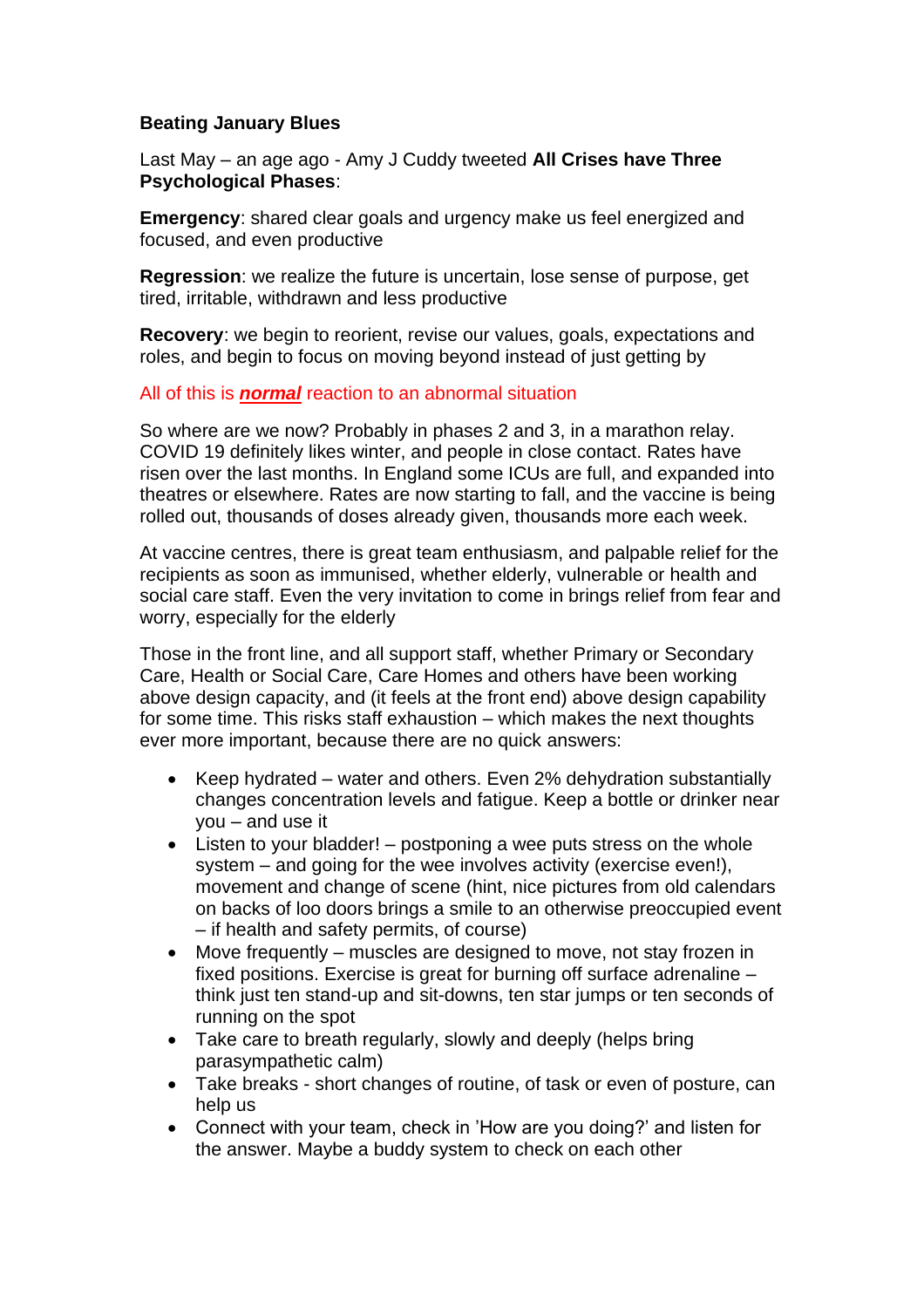**Beating January Blues**

Last May – an age ago - Amy J Cuddy tweeted **All Crises have Three Psychological Phases**:

**Emergency**: shared clear goals and urgency make us feel energized and focused, and even productive

**Regression**: we realize the future is uncertain, lose sense of purpose, get tired, irritable, withdrawn and less productive

**Recovery**: we begin to reorient, revise our values, goals, expectations and roles, and begin to focus on moving beyond instead of just getting by

All of this is ***normal*** reaction to an abnormal situation

So where are we now? Probably in phases 2 and 3, in a marathon relay. COVID 19 definitely likes winter, and people in close contact. Rates have risen over the last months. In England some ICUs are full, and expanded into theatres or elsewhere. Rates are now starting to fall, and the vaccine is being rolled out, thousands of doses already given, thousands more each week.

At vaccine centres, there is great team enthusiasm, and palpable relief for the recipients as soon as immunised, whether elderly, vulnerable or health and social care staff. Even the very invitation to come in brings relief from fear and worry, especially for the elderly

Those in the front line, and all support staff, whether Primary or Secondary Care, Health or Social Care, Care Homes and others have been working above design capacity, and (it feels at the front end) above design capability for some time. This risks staff exhaustion – which makes the next thoughts ever more important, because there are no quick answers:

- Keep hydrated – water and others. Even 2% dehydration substantially changes concentration levels and fatigue. Keep a bottle or drinker near you – and use it
- Listen to your bladder! – postponing a wee puts stress on the whole system – and going for the wee involves activity (exercise even!), movement and change of scene (hint, nice pictures from old calendars on backs of loo doors brings a smile to an otherwise preoccupied event – if health and safety permits, of course)
- Move frequently – muscles are designed to move, not stay frozen in fixed positions. Exercise is great for burning off surface adrenaline – think just ten stand-up and sit-downs, ten star jumps or ten seconds of running on the spot
- Take care to breath regularly, slowly and deeply (helps bring parasympathetic calm)
- Take breaks - short changes of routine, of task or even of posture, can help us
- Connect with your team, check in 'How are you doing?' and listen for the answer. Maybe a buddy system to check on each other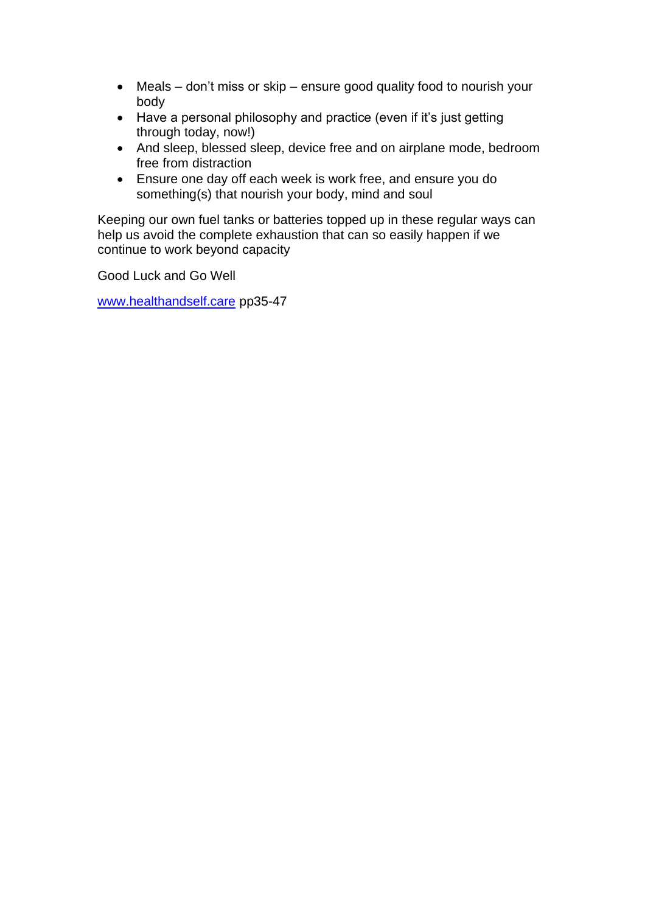- Meals – don't miss or skip – ensure good quality food to nourish your body
- Have a personal philosophy and practice (even if it's just getting through today, now!)
- And sleep, blessed sleep, device free and on airplane mode, bedroom free from distraction
- Ensure one day off each week is work free, and ensure you do something(s) that nourish your body, mind and soul

Keeping our own fuel tanks or batteries topped up in these regular ways can help us avoid the complete exhaustion that can so easily happen if we continue to work beyond capacity

Good Luck and Go Well

[www.healthandself.care](http://www.healthandself.care) pp35-47